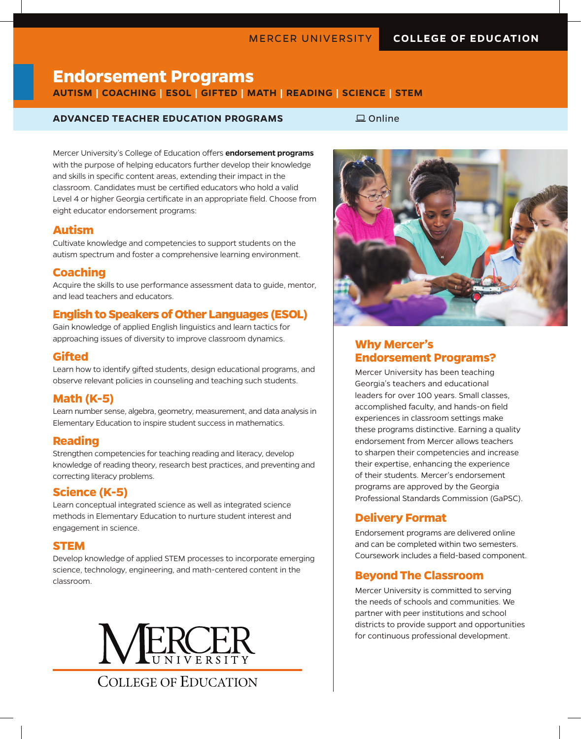MERCER UNIVERSITY **COLLEGE OF EDUCATION**

# Endorsement Programs

**AUTISM | COACHING | ESOL | GIFTED | MATH | READING | SCIENCE | STEM**

**ADVANCED TEACHER EDUCATION PROGRAMS** Online

Mercer University's College of Education offers **endorsement programs** with the purpose of helping educators further develop their knowledge and skills in specific content areas, extending their impact in the classroom. Candidates must be certified educators who hold a valid Level 4 or higher Georgia certificate in an appropriate field. Choose from eight educator endorsement programs:

## Autism

Cultivate knowledge and competencies to support students on the autism spectrum and foster a comprehensive learning environment.

## Coaching

Acquire the skills to use performance assessment data to guide, mentor, and lead teachers and educators.

## English to Speakers of Other Languages (ESOL)

Gain knowledge of applied English linguistics and learn tactics for approaching issues of diversity to improve classroom dynamics.

## Gifted

Learn how to identify gifted students, design educational programs, and observe relevant policies in counseling and teaching such students.

## Math (K-5)

Learn number sense, algebra, geometry, measurement, and data analysis in Elementary Education to inspire student success in mathematics.

## Reading

Strengthen competencies for teaching reading and literacy, develop knowledge of reading theory, research best practices, and preventing and correcting literacy problems.

## Science (K-5)

Learn conceptual integrated science as well as integrated science methods in Elementary Education to nurture student interest and engagement in science.

## STEM

Develop knowledge of applied STEM processes to incorporate emerging science, technology, engineering, and math-centered content in the classroom.

MERCER UNIVERSITY
COLLEGE OF EDUCATION

## Why Mercer's Endorsement Programs?

Mercer University has been teaching Georgia's teachers and educational leaders for over 100 years. Small classes, accomplished faculty, and hands-on field experiences in classroom settings make these programs distinctive. Earning a quality endorsement from Mercer allows teachers to sharpen their competencies and increase their expertise, enhancing the experience of their students. Mercer's endorsement programs are approved by the Georgia Professional Standards Commission (GaPSC).

## Delivery Format

Endorsement programs are delivered online and can be completed within two semesters. Coursework includes a field-based component.

## Beyond The Classroom

Mercer University is committed to serving the needs of schools and communities. We partner with peer institutions and school districts to provide support and opportunities for continuous professional development.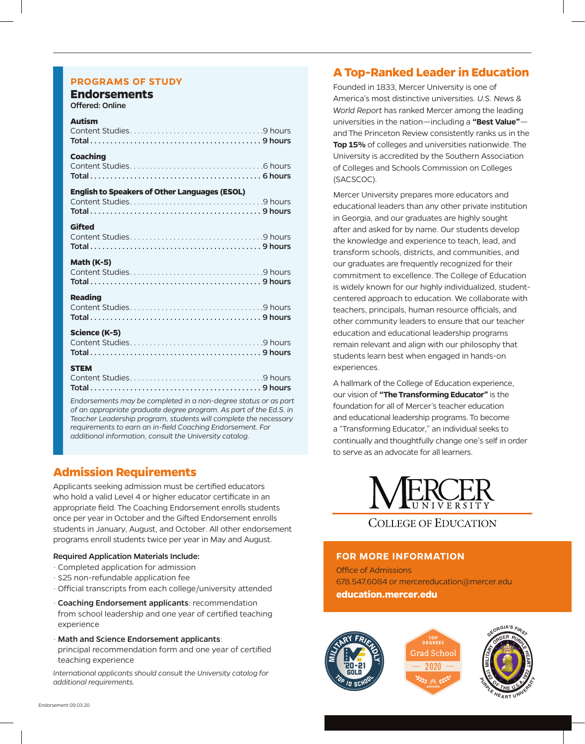## PROGRAMS OF STUDY

### Endorsements

Offered: Online

**Autism**
Content Studies. . . . . . . . . . . . . . . . . . . . . . . . . . . . . . . . .9 hours
**Total . . . . . . . . . . . . . . . . . . . . . . . . . . . . . . . . . . . . . . . . . . 9 hours**

**Coaching**
Content Studies. . . . . . . . . . . . . . . . . . . . . . . . . . . . . . . . .6 hours
**Total . . . . . . . . . . . . . . . . . . . . . . . . . . . . . . . . . . . . . . . . . . 6 hours**

**English to Speakers of Other Languages (ESOL)**
Content Studies. . . . . . . . . . . . . . . . . . . . . . . . . . . . . . . . .9 hours
**Total . . . . . . . . . . . . . . . . . . . . . . . . . . . . . . . . . . . . . . . . . . 9 hours**

**Gifted**
Content Studies. . . . . . . . . . . . . . . . . . . . . . . . . . . . . . . . .9 hours
**Total . . . . . . . . . . . . . . . . . . . . . . . . . . . . . . . . . . . . . . . . . . 9 hours**

**Math (K-5)**
Content Studies. . . . . . . . . . . . . . . . . . . . . . . . . . . . . . . . .9 hours
**Total . . . . . . . . . . . . . . . . . . . . . . . . . . . . . . . . . . . . . . . . . . 9 hours**

**Reading**
Content Studies. . . . . . . . . . . . . . . . . . . . . . . . . . . . . . . . .9 hours
**Total . . . . . . . . . . . . . . . . . . . . . . . . . . . . . . . . . . . . . . . . . . 9 hours**

**Science (K-5)**
Content Studies. . . . . . . . . . . . . . . . . . . . . . . . . . . . . . . . .9 hours
**Total . . . . . . . . . . . . . . . . . . . . . . . . . . . . . . . . . . . . . . . . . . 9 hours**

**STEM**
Content Studies. . . . . . . . . . . . . . . . . . . . . . . . . . . . . . . . .9 hours
**Total . . . . . . . . . . . . . . . . . . . . . . . . . . . . . . . . . . . . . . . . . . 9 hours**

*Endorsements may be completed in a non-degree status or as part of an appropriate graduate degree program. As part of the Ed.S. in Teacher Leadership program, students will complete the necessary requirements to earn an in-field Coaching Endorsement. For additional information, consult the University catalog.*

## Admission Requirements

Applicants seeking admission must be certified educators who hold a valid Level 4 or higher educator certificate in an appropriate field. The Coaching Endorsement enrolls students once per year in October and the Gifted Endorsement enrolls students in January, August, and October. All other endorsement programs enroll students twice per year in May and August.

**Required Application Materials Include:**

- Completed application for admission
- $25 non-refundable application fee
- Official transcripts from each college/university attended
- **Coaching Endorsement applicants**: recommendation from school leadership and one year of certified teaching experience
- **Math and Science Endorsement applicants**: principal recommendation form and one year of certified teaching experience

*International applicants should consult the University catalog for additional requirements.*

## A Top-Ranked Leader in Education

Founded in 1833, Mercer University is one of America's most distinctive universities. *U.S. News & World Report* has ranked Mercer among the leading universities in the nation—including a **"Best Value"**—and The Princeton Review consistently ranks us in the **Top 15%** of colleges and universities nationwide. The University is accredited by the Southern Association of Colleges and Schools Commission on Colleges (SACSCOC).

Mercer University prepares more educators and educational leaders than any other private institution in Georgia, and our graduates are highly sought after and asked for by name. Our students develop the knowledge and experience to teach, lead, and transform schools, districts, and communities, and our graduates are frequently recognized for their commitment to excellence. The College of Education is widely known for our highly individualized, student-centered approach to education. We collaborate with teachers, principals, human resource officials, and other community leaders to ensure that our teacher education and educational leadership programs remain relevant and align with our philosophy that students learn best when engaged in hands-on experiences.

A hallmark of the College of Education experience, our vision of **"The Transforming Educator"** is the foundation for all of Mercer's teacher education and educational leadership programs. To become a "Transforming Educator," an individual seeks to continually and thoughtfully change one's self in order to serve as an advocate for all learners.

MERCER UNIVERSITY
COLLEGE OF EDUCATION

## FOR MORE INFORMATION

Office of Admissions
678.547.6084 or mercereducation@mercer.edu
**education.mercer.edu**

MILITARY FRIENDLY '20-21 GOLD TOP 10 SCHOOL

TOP DEGREES Grad School 2020

GEORGIA'S FIRST MILITARY ORDER PURPLE HEART PURPLE HEART UNIVERSITY 1782 OF THE U.S.A. 1932

Endorsement 09.03.20